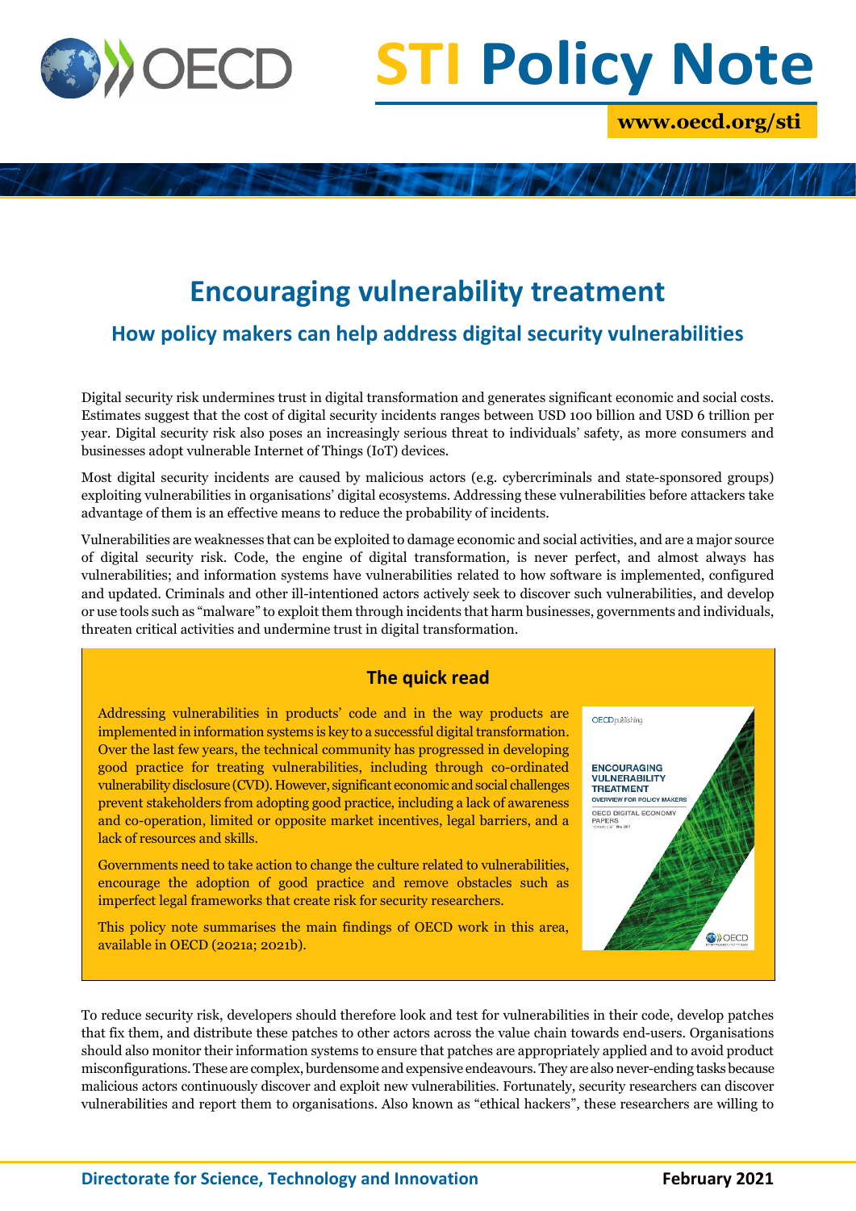# Encouraging vulnerability treatment

## How policy makers can help address digital security vulnerabilities

Digital security risk undermines trust in digital transformation and generates significant economic and social costs. Estimates suggest that the cost of digital security incidents ranges between USD 100 billion and USD 6 trillion per year. Digital security risk also poses an increasingly serious threat to individuals' safety, as more consumers and businesses adopt vulnerable Internet of Things (IoT) devices.

Most digital security incidents are caused by malicious actors (e.g. cybercriminals and state-sponsored groups) exploiting vulnerabilities in organisations' digital ecosystems. Addressing these vulnerabilities before attackers take advantage of them is an effective means to reduce the probability of incidents.

Vulnerabilities are weaknesses that can be exploited to damage economic and social activities, and are a major source of digital security risk. Code, the engine of digital transformation, is never perfect, and almost always has vulnerabilities; and information systems have vulnerabilities related to how software is implemented, configured and updated. Criminals and other ill-intentioned actors actively seek to discover such vulnerabilities, and develop or use tools such as "malware" to exploit them through incidents that harm businesses, governments and individuals, threaten critical activities and undermine trust in digital transformation.

### The quick read

Addressing vulnerabilities in products' code and in the way products are implemented in information systems is key to a successful digital transformation. Over the last few years, the technical community has progressed in developing good practice for treating vulnerabilities, including through co-ordinated vulnerability disclosure (CVD). However, significant economic and social challenges prevent stakeholders from adopting good practice, including a lack of awareness and co-operation, limited or opposite market incentives, legal barriers, and a lack of resources and skills.

Governments need to take action to change the culture related to vulnerabilities, encourage the adoption of good practice and remove obstacles such as imperfect legal frameworks that create risk for security researchers.

This policy note summarises the main findings of OECD work in this area, available in OECD (2021a; 2021b).

To reduce security risk, developers should therefore look and test for vulnerabilities in their code, develop patches that fix them, and distribute these patches to other actors across the value chain towards end-users. Organisations should also monitor their information systems to ensure that patches are appropriately applied and to avoid product misconfigurations. These are complex, burdensome and expensive endeavours. They are also never-ending tasks because malicious actors continuously discover and exploit new vulnerabilities. Fortunately, security researchers can discover vulnerabilities and report them to organisations. Also known as "ethical hackers", these researchers are willing to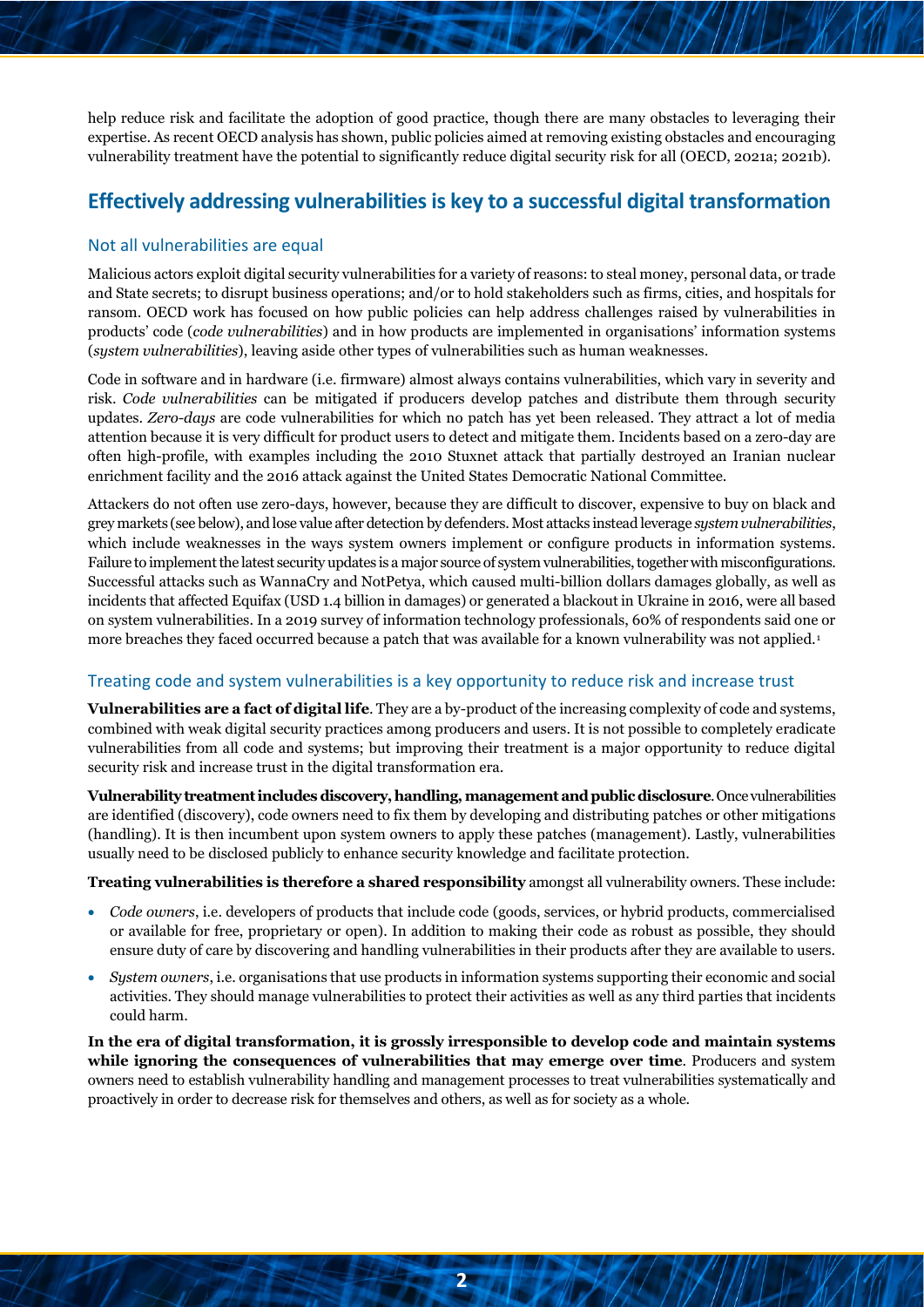help reduce risk and facilitate the adoption of good practice, though there are many obstacles to leveraging their expertise. As recent OECD analysis has shown, public policies aimed at removing existing obstacles and encouraging vulnerability treatment have the potential to significantly reduce digital security risk for all (OECD, 2021a; 2021b).

## Effectively addressing vulnerabilities is key to a successful digital transformation

### Not all vulnerabilities are equal

Malicious actors exploit digital security vulnerabilities for a variety of reasons: to steal money, personal data, or trade and State secrets; to disrupt business operations; and/or to hold stakeholders such as firms, cities, and hospitals for ransom. OECD work has focused on how public policies can help address challenges raised by vulnerabilities in products' code (*code vulnerabilities*) and in how products are implemented in organisations' information systems (*system vulnerabilities*), leaving aside other types of vulnerabilities such as human weaknesses.

Code in software and in hardware (i.e. firmware) almost always contains vulnerabilities, which vary in severity and risk. *Code vulnerabilities* can be mitigated if producers develop patches and distribute them through security updates. *Zero-days* are code vulnerabilities for which no patch has yet been released. They attract a lot of media attention because it is very difficult for product users to detect and mitigate them. Incidents based on a zero-day are often high-profile, with examples including the 2010 Stuxnet attack that partially destroyed an Iranian nuclear enrichment facility and the 2016 attack against the United States Democratic National Committee.

Attackers do not often use zero-days, however, because they are difficult to discover, expensive to buy on black and grey markets (see below), and lose value after detection by defenders. Most attacks instead leverage *system vulnerabilities*, which include weaknesses in the ways system owners implement or configure products in information systems. Failure to implement the latest security updates is a major source of system vulnerabilities, together with misconfigurations. Successful attacks such as WannaCry and NotPetya, which caused multi-billion dollars damages globally, as well as incidents that affected Equifax (USD 1.4 billion in damages) or generated a blackout in Ukraine in 2016, were all based on system vulnerabilities. In a 2019 survey of information technology professionals, 60% of respondents said one or more breaches they faced occurred because a patch that was available for a known vulnerability was not applied.[1]

### Treating code and system vulnerabilities is a key opportunity to reduce risk and increase trust

**Vulnerabilities are a fact of digital life**. They are a by-product of the increasing complexity of code and systems, combined with weak digital security practices among producers and users. It is not possible to completely eradicate vulnerabilities from all code and systems; but improving their treatment is a major opportunity to reduce digital security risk and increase trust in the digital transformation era.

**Vulnerability treatment includes discovery, handling, management and public disclosure**. Once vulnerabilities are identified (discovery), code owners need to fix them by developing and distributing patches or other mitigations (handling). It is then incumbent upon system owners to apply these patches (management). Lastly, vulnerabilities usually need to be disclosed publicly to enhance security knowledge and facilitate protection.

**Treating vulnerabilities is therefore a shared responsibility** amongst all vulnerability owners. These include:

- *Code owners*, i.e. developers of products that include code (goods, services, or hybrid products, commercialised or available for free, proprietary or open). In addition to making their code as robust as possible, they should ensure duty of care by discovering and handling vulnerabilities in their products after they are available to users.
- *System owners*, i.e. organisations that use products in information systems supporting their economic and social activities. They should manage vulnerabilities to protect their activities as well as any third parties that incidents could harm.

**In the era of digital transformation, it is grossly irresponsible to develop code and maintain systems while ignoring the consequences of vulnerabilities that may emerge over time**. Producers and system owners need to establish vulnerability handling and management processes to treat vulnerabilities systematically and proactively in order to decrease risk for themselves and others, as well as for society as a whole.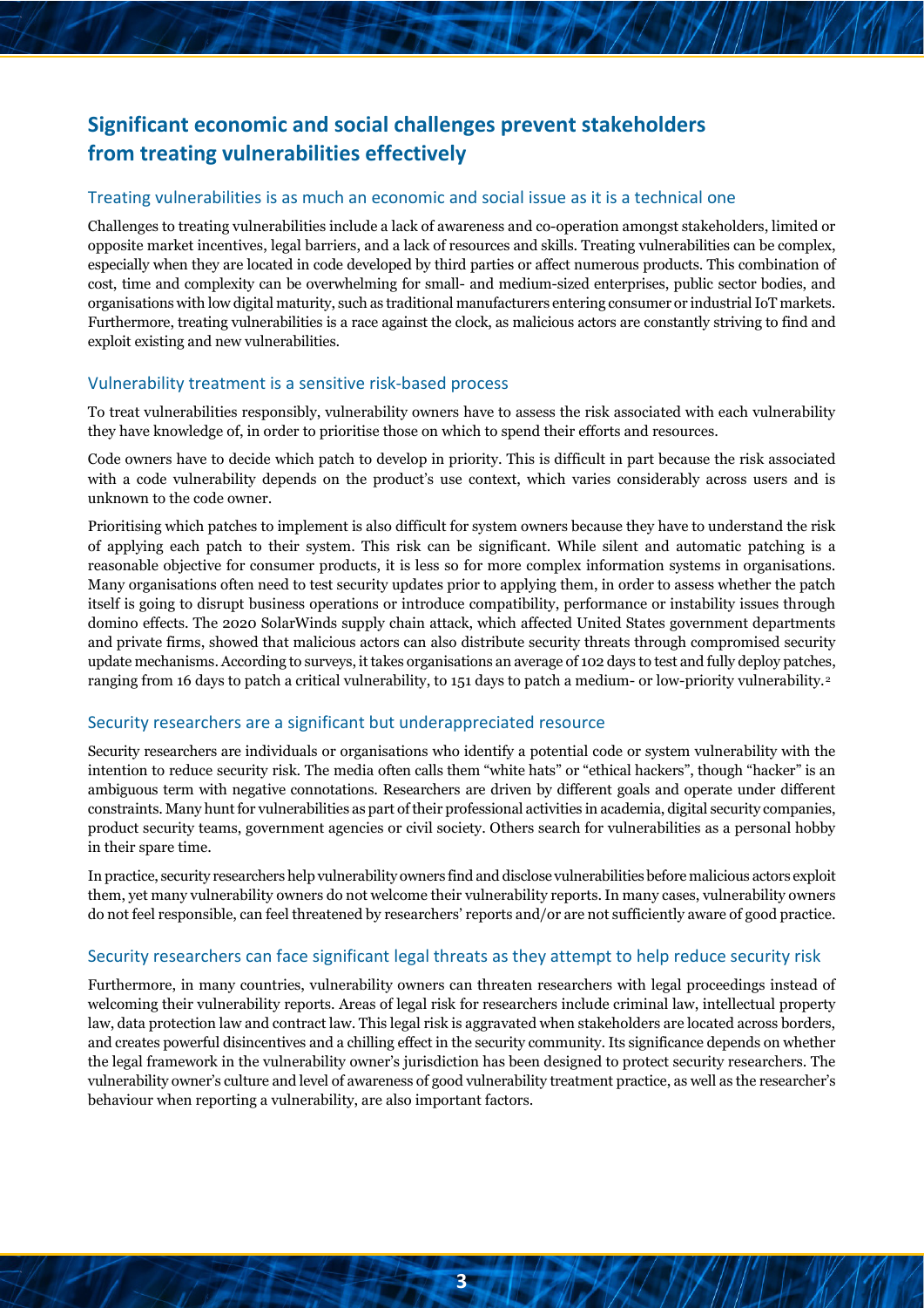## Significant economic and social challenges prevent stakeholders from treating vulnerabilities effectively

### Treating vulnerabilities is as much an economic and social issue as it is a technical one

Challenges to treating vulnerabilities include a lack of awareness and co-operation amongst stakeholders, limited or opposite market incentives, legal barriers, and a lack of resources and skills. Treating vulnerabilities can be complex, especially when they are located in code developed by third parties or affect numerous products. This combination of cost, time and complexity can be overwhelming for small- and medium-sized enterprises, public sector bodies, and organisations with low digital maturity, such as traditional manufacturers entering consumer or industrial IoT markets. Furthermore, treating vulnerabilities is a race against the clock, as malicious actors are constantly striving to find and exploit existing and new vulnerabilities.

### Vulnerability treatment is a sensitive risk-based process

To treat vulnerabilities responsibly, vulnerability owners have to assess the risk associated with each vulnerability they have knowledge of, in order to prioritise those on which to spend their efforts and resources.

Code owners have to decide which patch to develop in priority. This is difficult in part because the risk associated with a code vulnerability depends on the product's use context, which varies considerably across users and is unknown to the code owner.

Prioritising which patches to implement is also difficult for system owners because they have to understand the risk of applying each patch to their system. This risk can be significant. While silent and automatic patching is a reasonable objective for consumer products, it is less so for more complex information systems in organisations. Many organisations often need to test security updates prior to applying them, in order to assess whether the patch itself is going to disrupt business operations or introduce compatibility, performance or instability issues through domino effects. The 2020 SolarWinds supply chain attack, which affected United States government departments and private firms, showed that malicious actors can also distribute security threats through compromised security update mechanisms. According to surveys, it takes organisations an average of 102 days to test and fully deploy patches, ranging from 16 days to patch a critical vulnerability, to 151 days to patch a medium- or low-priority vulnerability.[2]

### Security researchers are a significant but underappreciated resource

Security researchers are individuals or organisations who identify a potential code or system vulnerability with the intention to reduce security risk. The media often calls them "white hats" or "ethical hackers", though "hacker" is an ambiguous term with negative connotations. Researchers are driven by different goals and operate under different constraints. Many hunt for vulnerabilities as part of their professional activities in academia, digital security companies, product security teams, government agencies or civil society. Others search for vulnerabilities as a personal hobby in their spare time.

In practice, security researchers help vulnerability owners find and disclose vulnerabilities before malicious actors exploit them, yet many vulnerability owners do not welcome their vulnerability reports. In many cases, vulnerability owners do not feel responsible, can feel threatened by researchers' reports and/or are not sufficiently aware of good practice.

### Security researchers can face significant legal threats as they attempt to help reduce security risk

Furthermore, in many countries, vulnerability owners can threaten researchers with legal proceedings instead of welcoming their vulnerability reports. Areas of legal risk for researchers include criminal law, intellectual property law, data protection law and contract law. This legal risk is aggravated when stakeholders are located across borders, and creates powerful disincentives and a chilling effect in the security community. Its significance depends on whether the legal framework in the vulnerability owner's jurisdiction has been designed to protect security researchers. The vulnerability owner's culture and level of awareness of good vulnerability treatment practice, as well as the researcher's behaviour when reporting a vulnerability, are also important factors.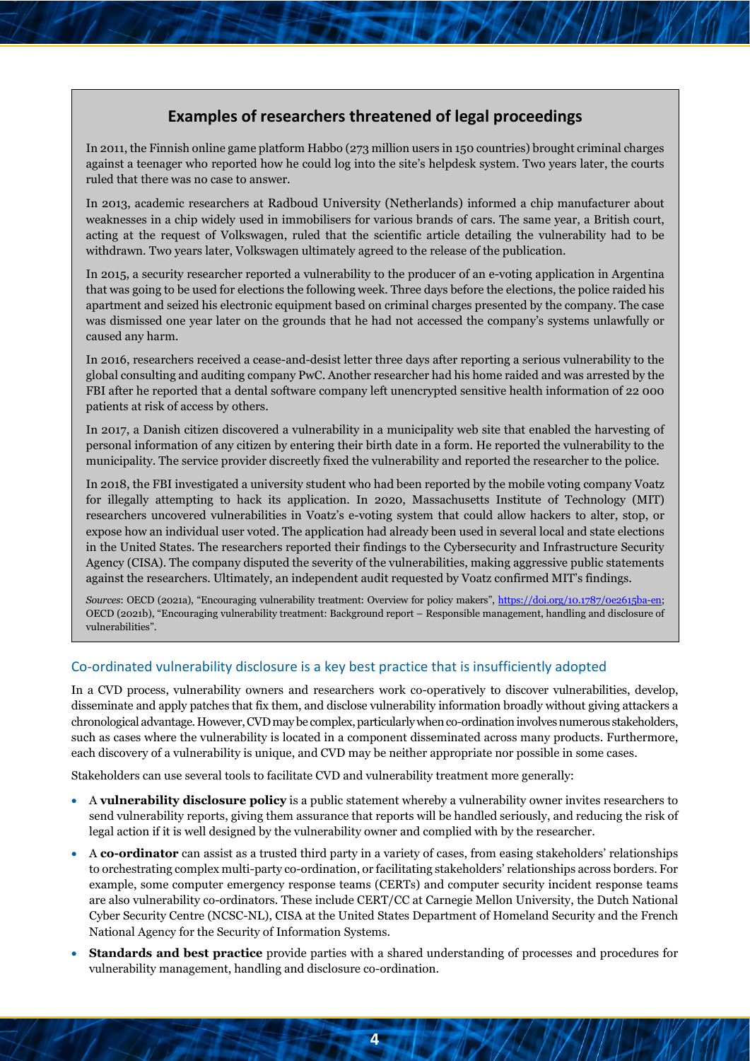## Examples of researchers threatened of legal proceedings

In 2011, the Finnish online game platform Habbo (273 million users in 150 countries) brought criminal charges against a teenager who reported how he could log into the site's helpdesk system. Two years later, the courts ruled that there was no case to answer.

In 2013, academic researchers at Radboud University (Netherlands) informed a chip manufacturer about weaknesses in a chip widely used in immobilisers for various brands of cars. The same year, a British court, acting at the request of Volkswagen, ruled that the scientific article detailing the vulnerability had to be withdrawn. Two years later, Volkswagen ultimately agreed to the release of the publication.

In 2015, a security researcher reported a vulnerability to the producer of an e-voting application in Argentina that was going to be used for elections the following week. Three days before the elections, the police raided his apartment and seized his electronic equipment based on criminal charges presented by the company. The case was dismissed one year later on the grounds that he had not accessed the company's systems unlawfully or caused any harm.

In 2016, researchers received a cease-and-desist letter three days after reporting a serious vulnerability to the global consulting and auditing company PwC. Another researcher had his home raided and was arrested by the FBI after he reported that a dental software company left unencrypted sensitive health information of 22 000 patients at risk of access by others.

In 2017, a Danish citizen discovered a vulnerability in a municipality web site that enabled the harvesting of personal information of any citizen by entering their birth date in a form. He reported the vulnerability to the municipality. The service provider discreetly fixed the vulnerability and reported the researcher to the police.

In 2018, the FBI investigated a university student who had been reported by the mobile voting company Voatz for illegally attempting to hack its application. In 2020, Massachusetts Institute of Technology (MIT) researchers uncovered vulnerabilities in Voatz's e-voting system that could allow hackers to alter, stop, or expose how an individual user voted. The application had already been used in several local and state elections in the United States. The researchers reported their findings to the Cybersecurity and Infrastructure Security Agency (CISA). The company disputed the severity of the vulnerabilities, making aggressive public statements against the researchers. Ultimately, an independent audit requested by Voatz confirmed MIT's findings.

*Sources*: OECD (2021a), "Encouraging vulnerability treatment: Overview for policy makers", https://doi.org/10.1787/0e2615ba-en; OECD (2021b), "Encouraging vulnerability treatment: Background report – Responsible management, handling and disclosure of vulnerabilities".

### Co-ordinated vulnerability disclosure is a key best practice that is insufficiently adopted

In a CVD process, vulnerability owners and researchers work co-operatively to discover vulnerabilities, develop, disseminate and apply patches that fix them, and disclose vulnerability information broadly without giving attackers a chronological advantage. However, CVD may be complex, particularly when co-ordination involves numerous stakeholders, such as cases where the vulnerability is located in a component disseminated across many products. Furthermore, each discovery of a vulnerability is unique, and CVD may be neither appropriate nor possible in some cases.

Stakeholders can use several tools to facilitate CVD and vulnerability treatment more generally:

- A **vulnerability disclosure policy** is a public statement whereby a vulnerability owner invites researchers to send vulnerability reports, giving them assurance that reports will be handled seriously, and reducing the risk of legal action if it is well designed by the vulnerability owner and complied with by the researcher.
- A **co-ordinator** can assist as a trusted third party in a variety of cases, from easing stakeholders' relationships to orchestrating complex multi-party co-ordination, or facilitating stakeholders' relationships across borders. For example, some computer emergency response teams (CERTs) and computer security incident response teams are also vulnerability co-ordinators. These include CERT/CC at Carnegie Mellon University, the Dutch National Cyber Security Centre (NCSC-NL), CISA at the United States Department of Homeland Security and the French National Agency for the Security of Information Systems.
- **Standards and best practice** provide parties with a shared understanding of processes and procedures for vulnerability management, handling and disclosure co-ordination.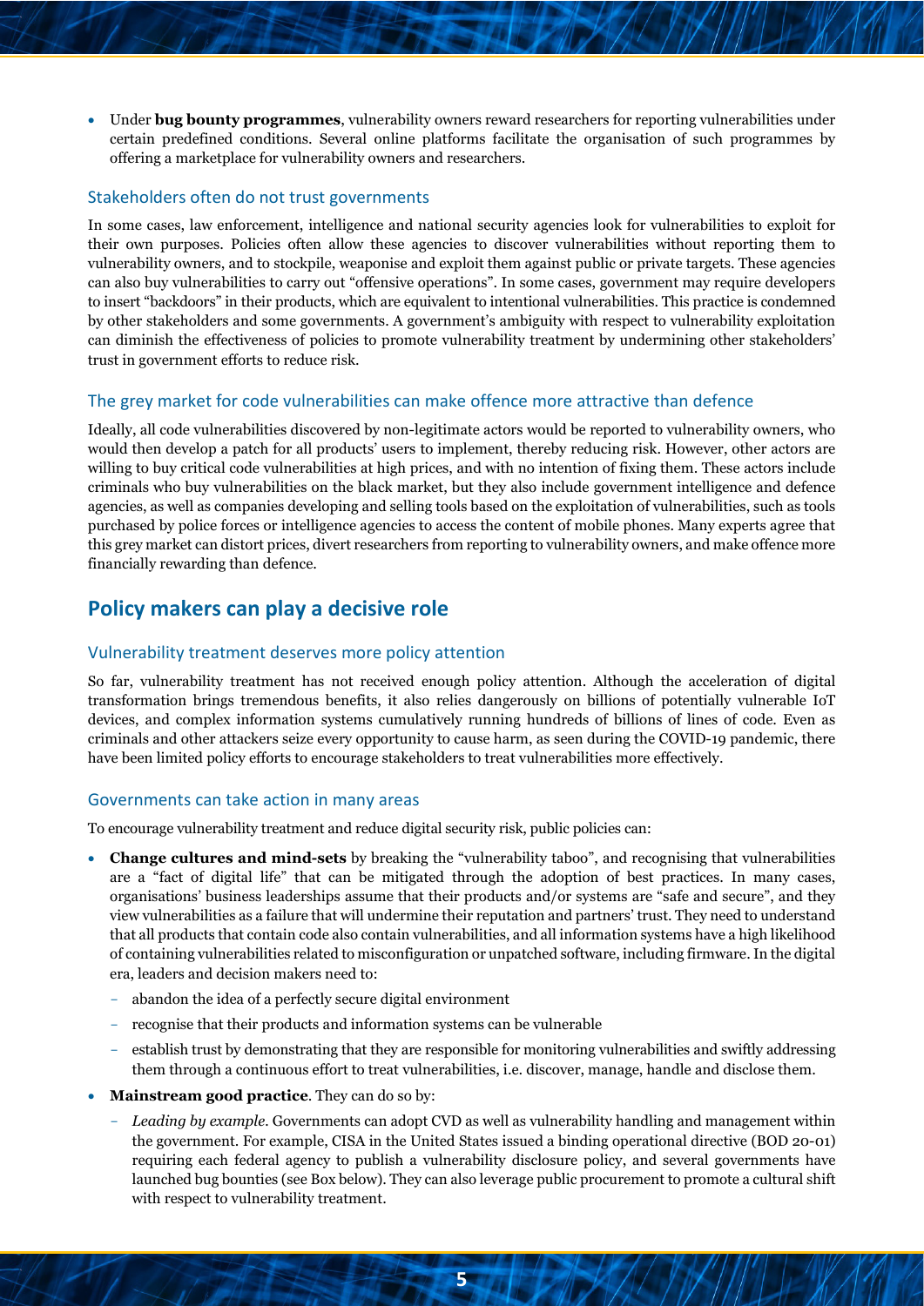- Under **bug bounty programmes**, vulnerability owners reward researchers for reporting vulnerabilities under certain predefined conditions. Several online platforms facilitate the organisation of such programmes by offering a marketplace for vulnerability owners and researchers.

### Stakeholders often do not trust governments

In some cases, law enforcement, intelligence and national security agencies look for vulnerabilities to exploit for their own purposes. Policies often allow these agencies to discover vulnerabilities without reporting them to vulnerability owners, and to stockpile, weaponise and exploit them against public or private targets. These agencies can also buy vulnerabilities to carry out "offensive operations". In some cases, government may require developers to insert "backdoors" in their products, which are equivalent to intentional vulnerabilities. This practice is condemned by other stakeholders and some governments. A government's ambiguity with respect to vulnerability exploitation can diminish the effectiveness of policies to promote vulnerability treatment by undermining other stakeholders' trust in government efforts to reduce risk.

### The grey market for code vulnerabilities can make offence more attractive than defence

Ideally, all code vulnerabilities discovered by non-legitimate actors would be reported to vulnerability owners, who would then develop a patch for all products' users to implement, thereby reducing risk. However, other actors are willing to buy critical code vulnerabilities at high prices, and with no intention of fixing them. These actors include criminals who buy vulnerabilities on the black market, but they also include government intelligence and defence agencies, as well as companies developing and selling tools based on the exploitation of vulnerabilities, such as tools purchased by police forces or intelligence agencies to access the content of mobile phones. Many experts agree that this grey market can distort prices, divert researchers from reporting to vulnerability owners, and make offence more financially rewarding than defence.

## Policy makers can play a decisive role

### Vulnerability treatment deserves more policy attention

So far, vulnerability treatment has not received enough policy attention. Although the acceleration of digital transformation brings tremendous benefits, it also relies dangerously on billions of potentially vulnerable IoT devices, and complex information systems cumulatively running hundreds of billions of lines of code. Even as criminals and other attackers seize every opportunity to cause harm, as seen during the COVID-19 pandemic, there have been limited policy efforts to encourage stakeholders to treat vulnerabilities more effectively.

### Governments can take action in many areas

To encourage vulnerability treatment and reduce digital security risk, public policies can:

- **Change cultures and mind-sets** by breaking the "vulnerability taboo", and recognising that vulnerabilities are a "fact of digital life" that can be mitigated through the adoption of best practices. In many cases, organisations' business leaderships assume that their products and/or systems are "safe and secure", and they view vulnerabilities as a failure that will undermine their reputation and partners' trust. They need to understand that all products that contain code also contain vulnerabilities, and all information systems have a high likelihood of containing vulnerabilities related to misconfiguration or unpatched software, including firmware. In the digital era, leaders and decision makers need to:
  - abandon the idea of a perfectly secure digital environment
  - recognise that their products and information systems can be vulnerable
  - establish trust by demonstrating that they are responsible for monitoring vulnerabilities and swiftly addressing them through a continuous effort to treat vulnerabilities, i.e. discover, manage, handle and disclose them.
- **Mainstream good practice**. They can do so by:
  - *Leading by example*. Governments can adopt CVD as well as vulnerability handling and management within the government. For example, CISA in the United States issued a binding operational directive (BOD 20-01) requiring each federal agency to publish a vulnerability disclosure policy, and several governments have launched bug bounties (see Box below). They can also leverage public procurement to promote a cultural shift with respect to vulnerability treatment.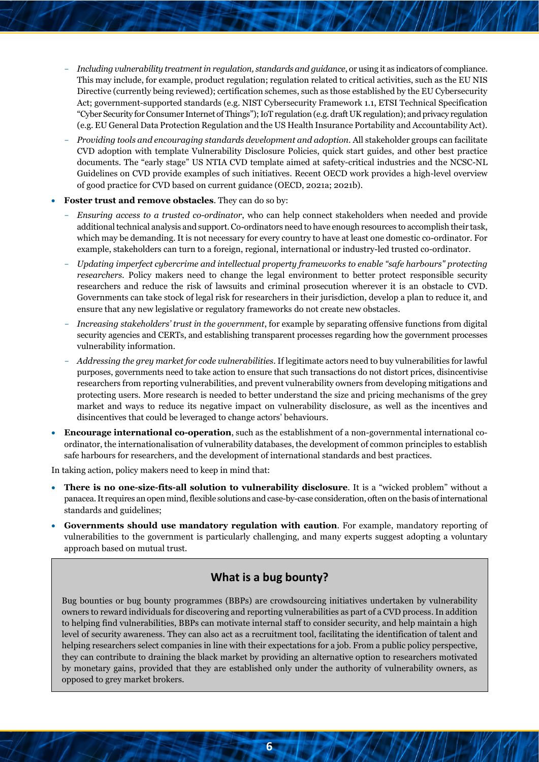- *Including vulnerability treatment in regulation, standards and guidance*, or using it as indicators of compliance. This may include, for example, product regulation; regulation related to critical activities, such as the EU NIS Directive (currently being reviewed); certification schemes, such as those established by the EU Cybersecurity Act; government-supported standards (e.g. NIST Cybersecurity Framework 1.1, ETSI Technical Specification "Cyber Security for Consumer Internet of Things"); IoT regulation (e.g. draft UK regulation); and privacy regulation (e.g. EU General Data Protection Regulation and the US Health Insurance Portability and Accountability Act).
  - *Providing tools and encouraging standards development and adoption*. All stakeholder groups can facilitate CVD adoption with template Vulnerability Disclosure Policies, quick start guides, and other best practice documents. The "early stage" US NTIA CVD template aimed at safety-critical industries and the NCSC-NL Guidelines on CVD provide examples of such initiatives. Recent OECD work provides a high-level overview of good practice for CVD based on current guidance (OECD, 2021a; 2021b).
- **Foster trust and remove obstacles**. They can do so by:
  - *Ensuring access to a trusted co-ordinator*, who can help connect stakeholders when needed and provide additional technical analysis and support. Co-ordinators need to have enough resources to accomplish their task, which may be demanding. It is not necessary for every country to have at least one domestic co-ordinator. For example, stakeholders can turn to a foreign, regional, international or industry-led trusted co-ordinator.
  - *Updating imperfect cybercrime and intellectual property frameworks to enable "safe harbours" protecting researchers*. Policy makers need to change the legal environment to better protect responsible security researchers and reduce the risk of lawsuits and criminal prosecution wherever it is an obstacle to CVD. Governments can take stock of legal risk for researchers in their jurisdiction, develop a plan to reduce it, and ensure that any new legislative or regulatory frameworks do not create new obstacles.
  - *Increasing stakeholders' trust in the government*, for example by separating offensive functions from digital security agencies and CERTs, and establishing transparent processes regarding how the government processes vulnerability information.
  - *Addressing the grey market for code vulnerabilities*. If legitimate actors need to buy vulnerabilities for lawful purposes, governments need to take action to ensure that such transactions do not distort prices, disincentivise researchers from reporting vulnerabilities, and prevent vulnerability owners from developing mitigations and protecting users. More research is needed to better understand the size and pricing mechanisms of the grey market and ways to reduce its negative impact on vulnerability disclosure, as well as the incentives and disincentives that could be leveraged to change actors' behaviours.
- **Encourage international co-operation**, such as the establishment of a non-governmental international co-ordinator, the internationalisation of vulnerability databases, the development of common principles to establish safe harbours for researchers, and the development of international standards and best practices.

In taking action, policy makers need to keep in mind that:

- **There is no one-size-fits-all solution to vulnerability disclosure**. It is a "wicked problem" without a panacea. It requires an open mind, flexible solutions and case-by-case consideration, often on the basis of international standards and guidelines;
- **Governments should use mandatory regulation with caution**. For example, mandatory reporting of vulnerabilities to the government is particularly challenging, and many experts suggest adopting a voluntary approach based on mutual trust.

## What is a bug bounty?

Bug bounties or bug bounty programmes (BBPs) are crowdsourcing initiatives undertaken by vulnerability owners to reward individuals for discovering and reporting vulnerabilities as part of a CVD process. In addition to helping find vulnerabilities, BBPs can motivate internal staff to consider security, and help maintain a high level of security awareness. They can also act as a recruitment tool, facilitating the identification of talent and helping researchers select companies in line with their expectations for a job. From a public policy perspective, they can contribute to draining the black market by providing an alternative option to researchers motivated by monetary gains, provided that they are established only under the authority of vulnerability owners, as opposed to grey market brokers.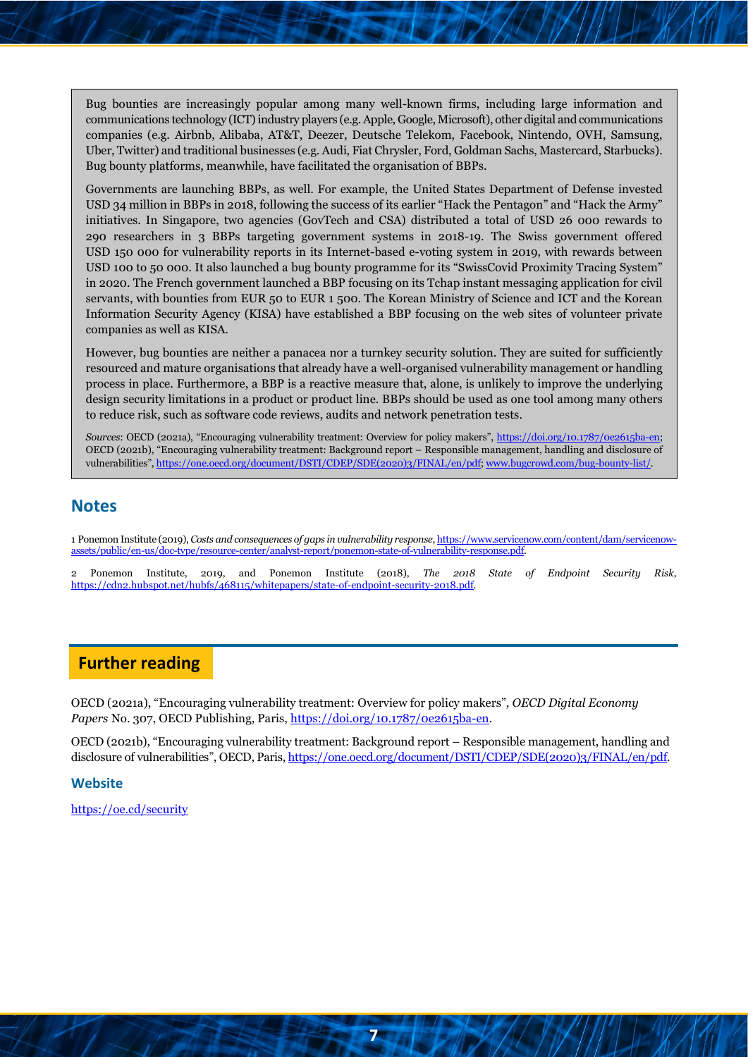Bug bounties are increasingly popular among many well-known firms, including large information and communications technology (ICT) industry players (e.g. Apple, Google, Microsoft), other digital and communications companies (e.g. Airbnb, Alibaba, AT&T, Deezer, Deutsche Telekom, Facebook, Nintendo, OVH, Samsung, Uber, Twitter) and traditional businesses (e.g. Audi, Fiat Chrysler, Ford, Goldman Sachs, Mastercard, Starbucks). Bug bounty platforms, meanwhile, have facilitated the organisation of BBPs.

Governments are launching BBPs, as well. For example, the United States Department of Defense invested USD 34 million in BBPs in 2018, following the success of its earlier "Hack the Pentagon" and "Hack the Army" initiatives. In Singapore, two agencies (GovTech and CSA) distributed a total of USD 26 000 rewards to 290 researchers in 3 BBPs targeting government systems in 2018-19. The Swiss government offered USD 150 000 for vulnerability reports in its Internet-based e-voting system in 2019, with rewards between USD 100 to 50 000. It also launched a bug bounty programme for its "SwissCovid Proximity Tracing System" in 2020. The French government launched a BBP focusing on its Tchap instant messaging application for civil servants, with bounties from EUR 50 to EUR 1 500. The Korean Ministry of Science and ICT and the Korean Information Security Agency (KISA) have established a BBP focusing on the web sites of volunteer private companies as well as KISA.

However, bug bounties are neither a panacea nor a turnkey security solution. They are suited for sufficiently resourced and mature organisations that already have a well-organised vulnerability management or handling process in place. Furthermore, a BBP is a reactive measure that, alone, is unlikely to improve the underlying design security limitations in a product or product line. BBPs should be used as one tool among many others to reduce risk, such as software code reviews, audits and network penetration tests.

*Sources*: OECD (2021a), "Encouraging vulnerability treatment: Overview for policy makers", https://doi.org/10.1787/0e2615ba-en; OECD (2021b), "Encouraging vulnerability treatment: Background report – Responsible management, handling and disclosure of vulnerabilities", https://one.oecd.org/document/DSTI/CDEP/SDE(2020)3/FINAL/en/pdf; www.bugcrowd.com/bug-bounty-list/.

## Notes

1 Ponemon Institute (2019), *Costs and consequences of gaps in vulnerability response*, https://www.servicenow.com/content/dam/servicenow-assets/public/en-us/doc-type/resource-center/analyst-report/ponemon-state-of-vulnerability-response.pdf.

2 Ponemon Institute, 2019, and Ponemon Institute (2018), *The 2018 State of Endpoint Security Risk*, https://cdn2.hubspot.net/hubfs/468115/whitepapers/state-of-endpoint-security-2018.pdf.

## Further reading

OECD (2021a), "Encouraging vulnerability treatment: Overview for policy makers", *OECD Digital Economy Papers* No. 307, OECD Publishing, Paris, https://doi.org/10.1787/0e2615ba-en.

OECD (2021b), "Encouraging vulnerability treatment: Background report – Responsible management, handling and disclosure of vulnerabilities", OECD, Paris, https://one.oecd.org/document/DSTI/CDEP/SDE(2020)3/FINAL/en/pdf.

### Website

https://oe.cd/security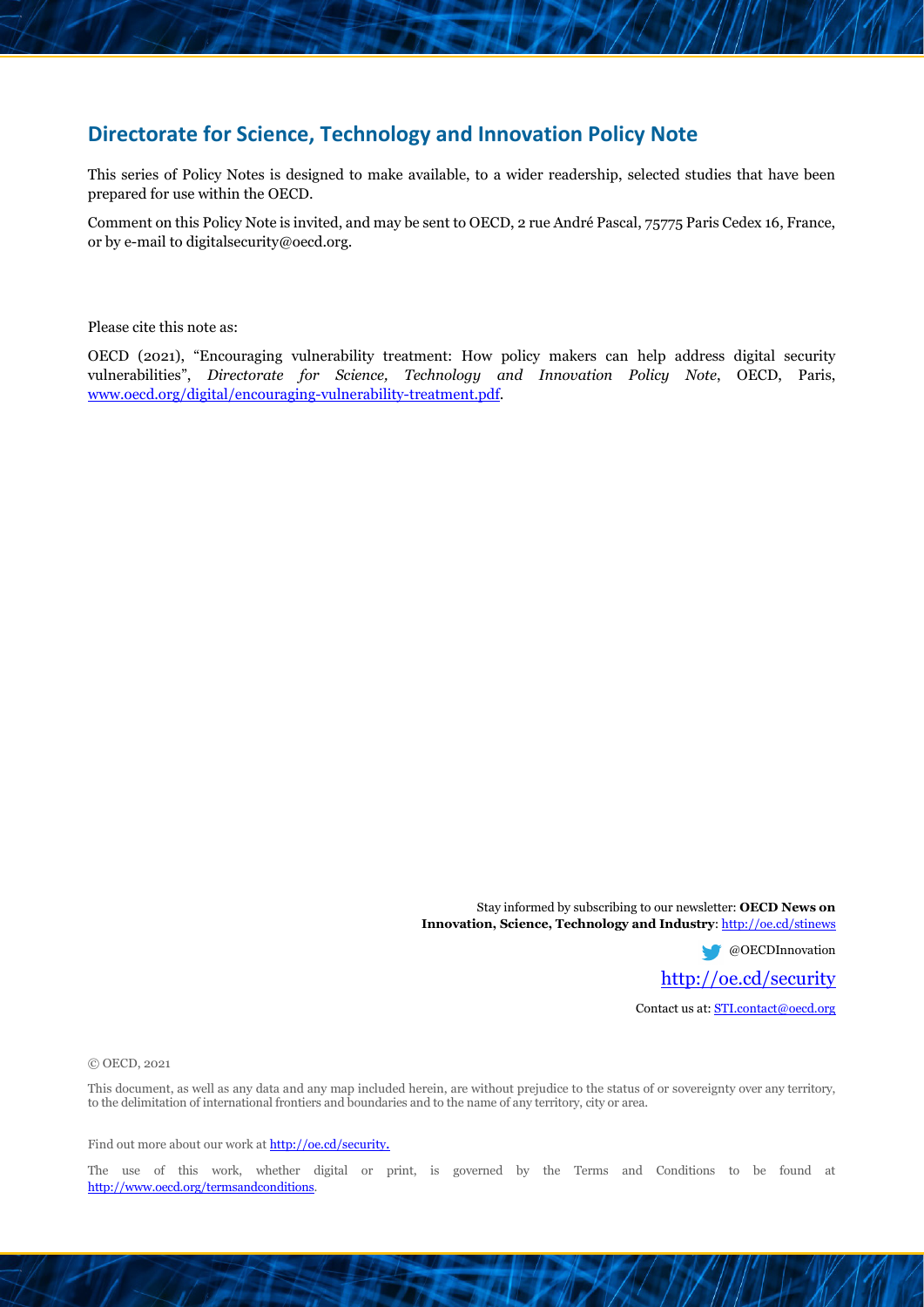## Directorate for Science, Technology and Innovation Policy Note

This series of Policy Notes is designed to make available, to a wider readership, selected studies that have been prepared for use within the OECD.

Comment on this Policy Note is invited, and may be sent to OECD, 2 rue André Pascal, 75775 Paris Cedex 16, France, or by e-mail to digitalsecurity@oecd.org.

Please cite this note as:

OECD (2021), "Encouraging vulnerability treatment: How policy makers can help address digital security vulnerabilities", *Directorate for Science, Technology and Innovation Policy Note*, OECD, Paris, www.oecd.org/digital/encouraging-vulnerability-treatment.pdf.

Stay informed by subscribing to our newsletter: **OECD News on Innovation, Science, Technology and Industry**: http://oe.cd/stinews

@OECDInnovation

http://oe.cd/security

Contact us at: STI.contact@oecd.org

© OECD, 2021

This document, as well as any data and any map included herein, are without prejudice to the status of or sovereignty over any territory, to the delimitation of international frontiers and boundaries and to the name of any territory, city or area.

Find out more about our work at http://oe.cd/security.

The use of this work, whether digital or print, is governed by the Terms and Conditions to be found at http://www.oecd.org/termsandconditions.